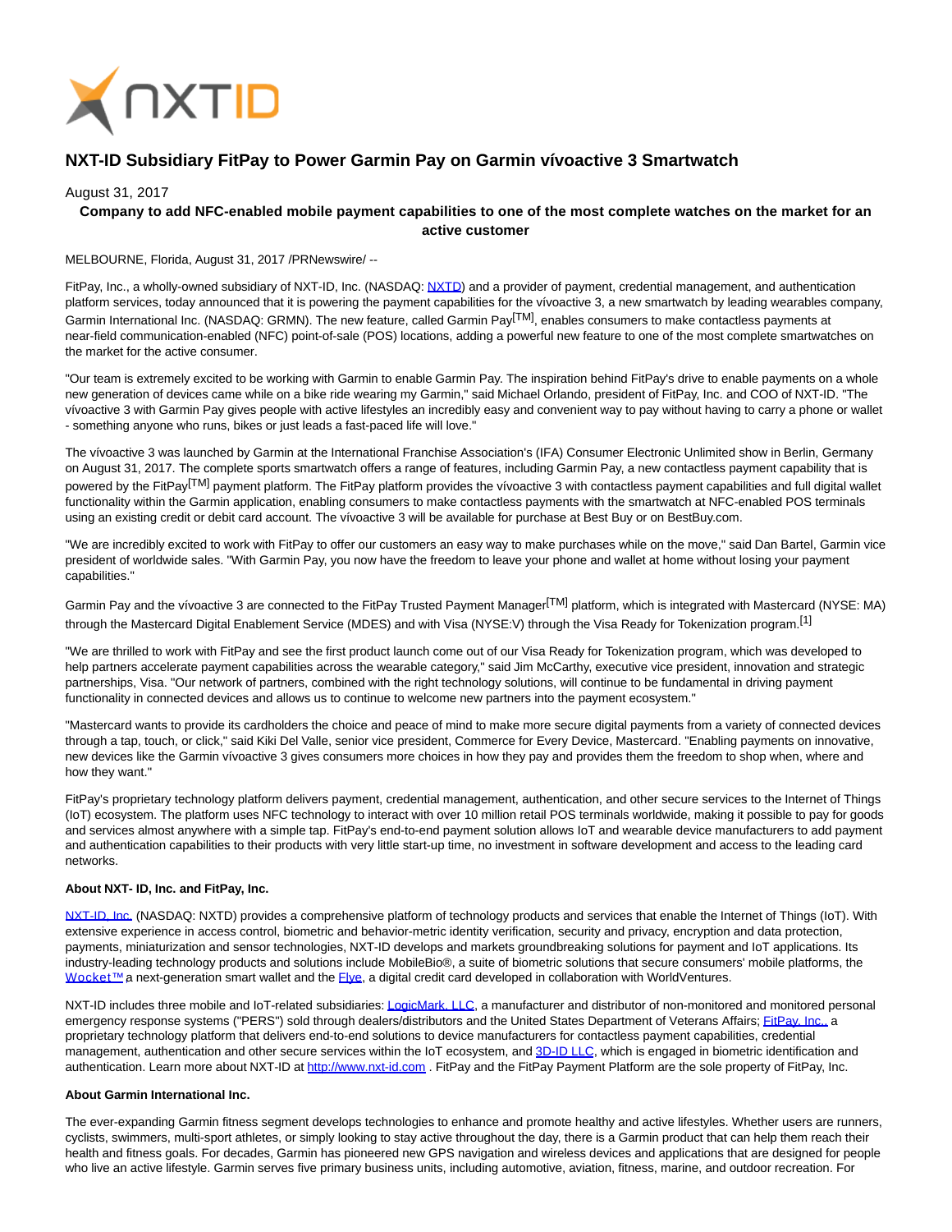# NXT-ID Subsidiary FitPay to Power Garmin Pay on Garmin vívoactive 3 Smartwatch

August 31, 2017

**Company to add NFC-enabled mobile payment capabilities to one of the most complete watches on the market for an active customer**

MELBOURNE, Florida, August 31, 2017 /PRNewswire/ --

FitPay, Inc., a wholly-owned subsidiary of NXT-ID, Inc. (NASDAQ: NXTD) and a provider of payment, credential management, and authentication platform services, today announced that it is powering the payment capabilities for the vívoactive 3, a new smartwatch by leading wearables company, Garmin International Inc. (NASDAQ: GRMN). The new feature, called Garmin Pay[TM], enables consumers to make contactless payments at near-field communication-enabled (NFC) point-of-sale (POS) locations, adding a powerful new feature to one of the most complete smartwatches on the market for the active consumer.

"Our team is extremely excited to be working with Garmin to enable Garmin Pay. The inspiration behind FitPay's drive to enable payments on a whole new generation of devices came while on a bike ride wearing my Garmin," said Michael Orlando, president of FitPay, Inc. and COO of NXT-ID. "The vívoactive 3 with Garmin Pay gives people with active lifestyles an incredibly easy and convenient way to pay without having to carry a phone or wallet - something anyone who runs, bikes or just leads a fast-paced life will love."

The vívoactive 3 was launched by Garmin at the International Franchise Association's (IFA) Consumer Electronic Unlimited show in Berlin, Germany on August 31, 2017. The complete sports smartwatch offers a range of features, including Garmin Pay, a new contactless payment capability that is powered by the FitPay[TM] payment platform. The FitPay platform provides the vívoactive 3 with contactless payment capabilities and full digital wallet functionality within the Garmin application, enabling consumers to make contactless payments with the smartwatch at NFC-enabled POS terminals using an existing credit or debit card account. The vívoactive 3 will be available for purchase at Best Buy or on BestBuy.com.

"We are incredibly excited to work with FitPay to offer our customers an easy way to make purchases while on the move," said Dan Bartel, Garmin vice president of worldwide sales. "With Garmin Pay, you now have the freedom to leave your phone and wallet at home without losing your payment capabilities."

Garmin Pay and the vívoactive 3 are connected to the FitPay Trusted Payment Manager[TM] platform, which is integrated with Mastercard (NYSE: MA) through the Mastercard Digital Enablement Service (MDES) and with Visa (NYSE:V) through the Visa Ready for Tokenization program.[1]

"We are thrilled to work with FitPay and see the first product launch come out of our Visa Ready for Tokenization program, which was developed to help partners accelerate payment capabilities across the wearable category," said Jim McCarthy, executive vice president, innovation and strategic partnerships, Visa. "Our network of partners, combined with the right technology solutions, will continue to be fundamental in driving payment functionality in connected devices and allows us to continue to welcome new partners into the payment ecosystem."

"Mastercard wants to provide its cardholders the choice and peace of mind to make more secure digital payments from a variety of connected devices through a tap, touch, or click," said Kiki Del Valle, senior vice president, Commerce for Every Device, Mastercard. "Enabling payments on innovative, new devices like the Garmin vívoactive 3 gives consumers more choices in how they pay and provides them the freedom to shop when, where and how they want."

FitPay's proprietary technology platform delivers payment, credential management, authentication, and other secure services to the Internet of Things (IoT) ecosystem. The platform uses NFC technology to interact with over 10 million retail POS terminals worldwide, making it possible to pay for goods and services almost anywhere with a simple tap. FitPay's end-to-end payment solution allows IoT and wearable device manufacturers to add payment and authentication capabilities to their products with very little start-up time, no investment in software development and access to the leading card networks.

**About NXT- ID, Inc. and FitPay, Inc.**

NXT-ID, Inc. (NASDAQ: NXTD) provides a comprehensive platform of technology products and services that enable the Internet of Things (IoT). With extensive experience in access control, biometric and behavior-metric identity verification, security and privacy, encryption and data protection, payments, miniaturization and sensor technologies, NXT-ID develops and markets groundbreaking solutions for payment and IoT applications. Its industry-leading technology products and solutions include MobileBio®, a suite of biometric solutions that secure consumers' mobile platforms, the Wocket™ a next-generation smart wallet and the Flye, a digital credit card developed in collaboration with WorldVentures.

NXT-ID includes three mobile and IoT-related subsidiaries: LogicMark, LLC, a manufacturer and distributor of non-monitored and monitored personal emergency response systems ("PERS") sold through dealers/distributors and the United States Department of Veterans Affairs; FitPay, Inc., a proprietary technology platform that delivers end-to-end solutions to device manufacturers for contactless payment capabilities, credential management, authentication and other secure services within the IoT ecosystem, and 3D-ID LLC, which is engaged in biometric identification and authentication. Learn more about NXT-ID at http://www.nxt-id.com . FitPay and the FitPay Payment Platform are the sole property of FitPay, Inc.

**About Garmin International Inc.**

The ever-expanding Garmin fitness segment develops technologies to enhance and promote healthy and active lifestyles. Whether users are runners, cyclists, swimmers, multi-sport athletes, or simply looking to stay active throughout the day, there is a Garmin product that can help them reach their health and fitness goals. For decades, Garmin has pioneered new GPS navigation and wireless devices and applications that are designed for people who live an active lifestyle. Garmin serves five primary business units, including automotive, aviation, fitness, marine, and outdoor recreation. For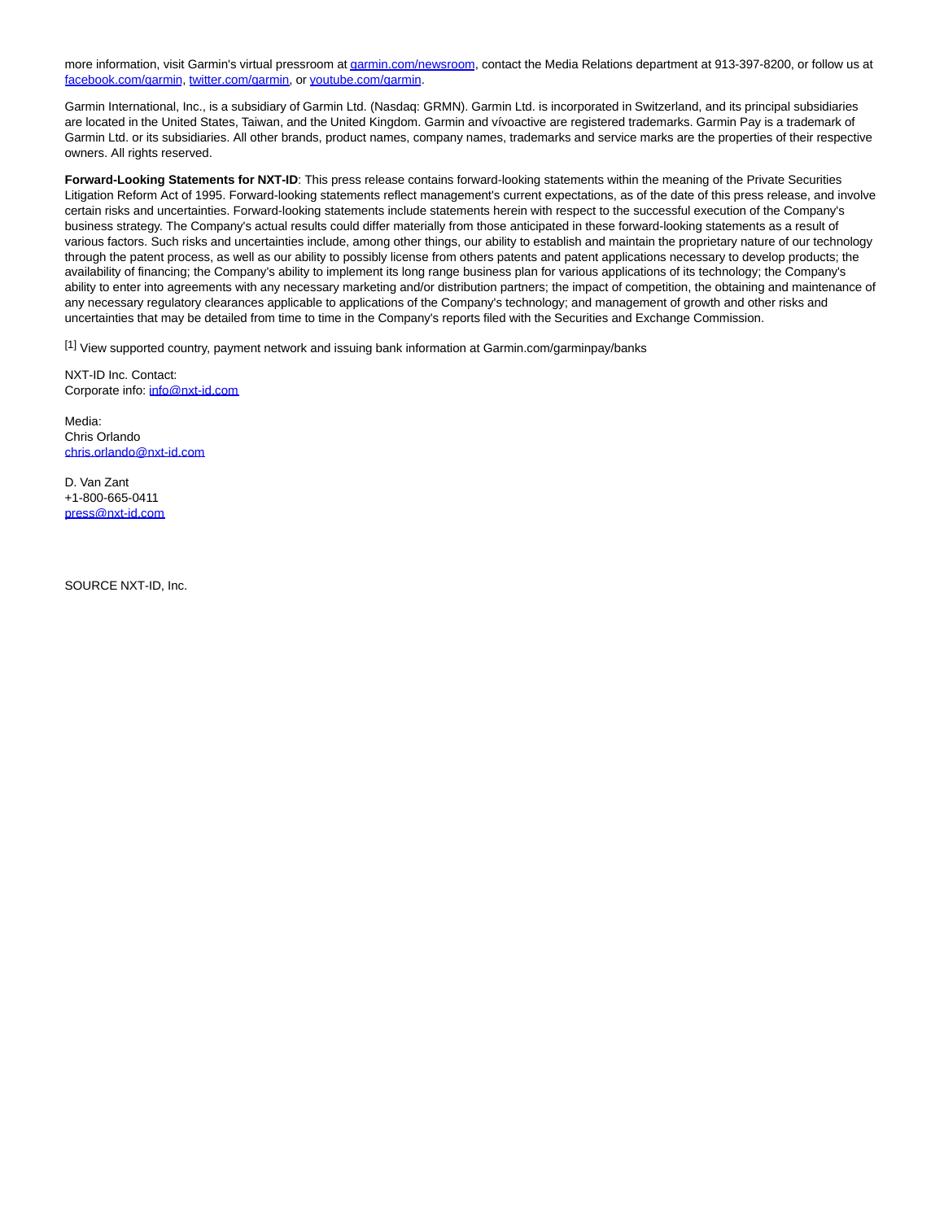more information, visit Garmin's virtual pressroom at garmin.com/newsroom, contact the Media Relations department at 913-397-8200, or follow us at facebook.com/garmin, twitter.com/garmin, or youtube.com/garmin.

Garmin International, Inc., is a subsidiary of Garmin Ltd. (Nasdaq: GRMN). Garmin Ltd. is incorporated in Switzerland, and its principal subsidiaries are located in the United States, Taiwan, and the United Kingdom. Garmin and vívoactive are registered trademarks. Garmin Pay is a trademark of Garmin Ltd. or its subsidiaries. All other brands, product names, company names, trademarks and service marks are the properties of their respective owners. All rights reserved.

**Forward-Looking Statements for NXT-ID**: This press release contains forward-looking statements within the meaning of the Private Securities Litigation Reform Act of 1995. Forward-looking statements reflect management's current expectations, as of the date of this press release, and involve certain risks and uncertainties. Forward-looking statements include statements herein with respect to the successful execution of the Company's business strategy. The Company's actual results could differ materially from those anticipated in these forward-looking statements as a result of various factors. Such risks and uncertainties include, among other things, our ability to establish and maintain the proprietary nature of our technology through the patent process, as well as our ability to possibly license from others patents and patent applications necessary to develop products; the availability of financing; the Company's ability to implement its long range business plan for various applications of its technology; the Company's ability to enter into agreements with any necessary marketing and/or distribution partners; the impact of competition, the obtaining and maintenance of any necessary regulatory clearances applicable to applications of the Company's technology; and management of growth and other risks and uncertainties that may be detailed from time to time in the Company's reports filed with the Securities and Exchange Commission.

[1] View supported country, payment network and issuing bank information at Garmin.com/garminpay/banks

NXT-ID Inc. Contact:
Corporate info: info@nxt-id.com

Media:
Chris Orlando
chris.orlando@nxt-id.com

D. Van Zant
+1-800-665-0411
press@nxt-id.com

SOURCE NXT-ID, Inc.